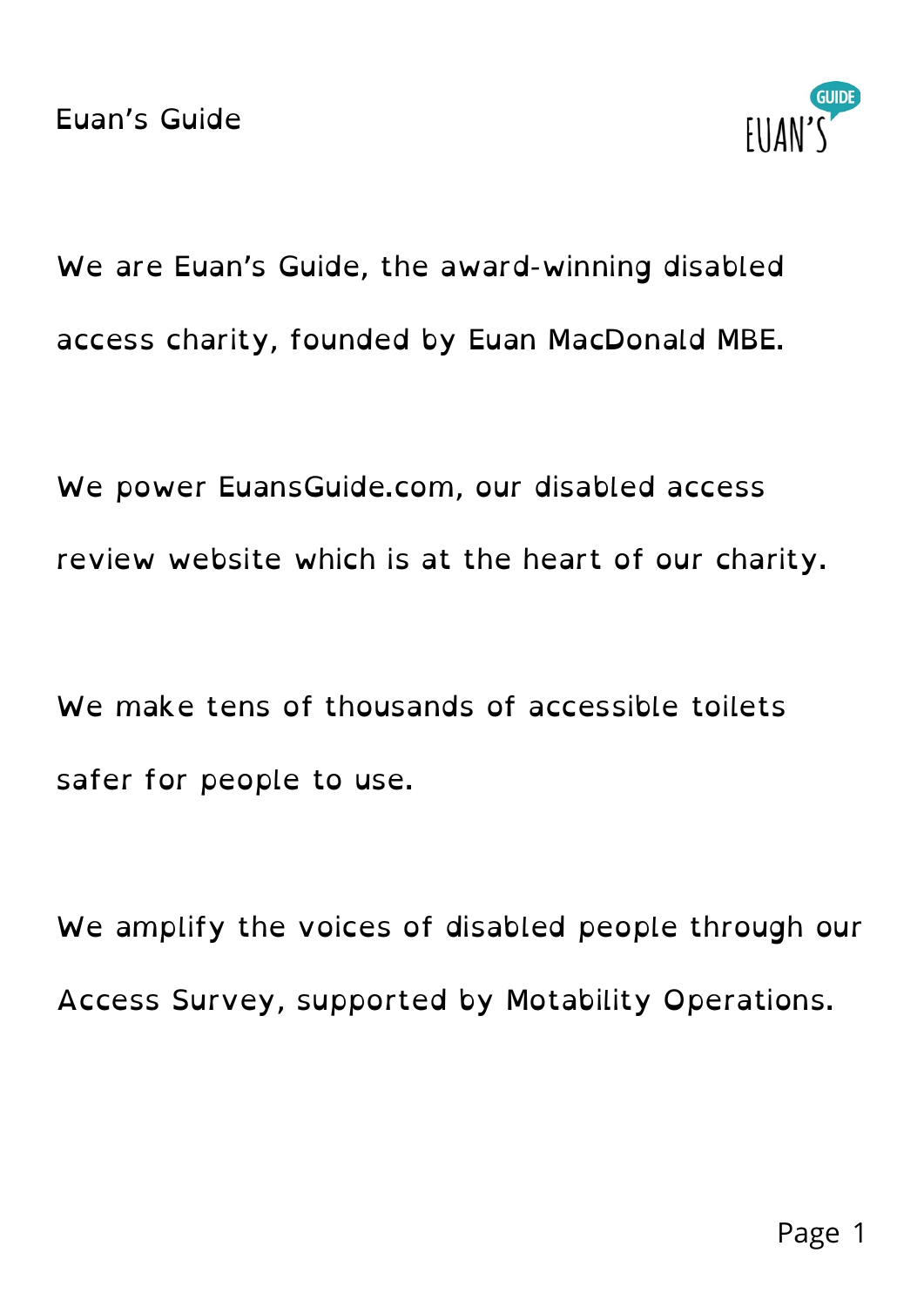# Euan's Guide

We are Euan's Guide, the award-winning disabled access charity, founded by Euan MacDonald MBE.

We power EuansGuide.com, our disabled access review website which is at the heart of our charity.

We make tens of thousands of accessible toilets safer for people to use.

We amplify the voices of disabled people through our Access Survey, supported by Motability Operations.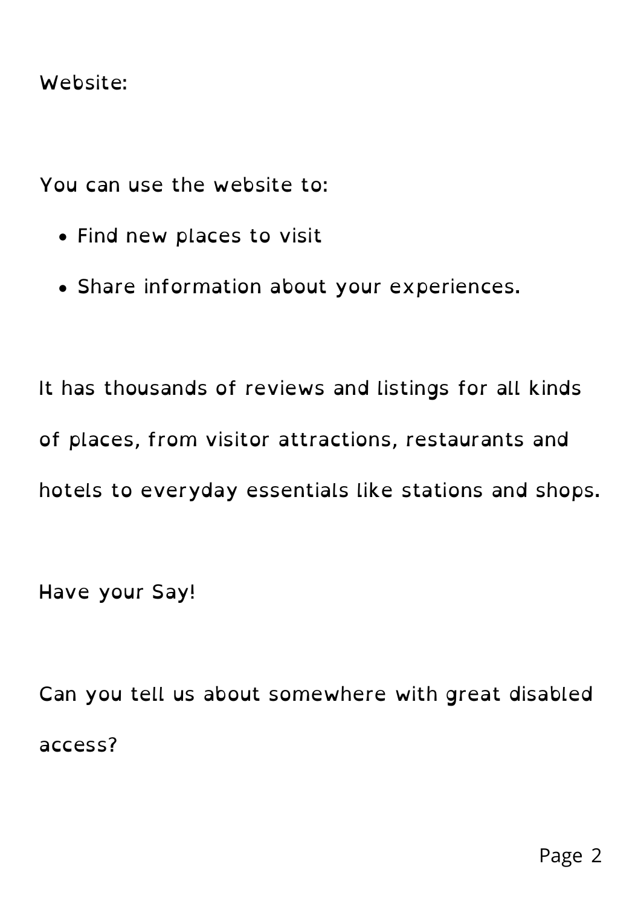Website:

You can use the website to:

- Find new places to visit
- Share information about your experiences.

It has thousands of reviews and listings for all kinds of places, from visitor attractions, restaurants and hotels to everyday essentials like stations and shops.

Have your Say!

Can you tell us about somewhere with great disabled access?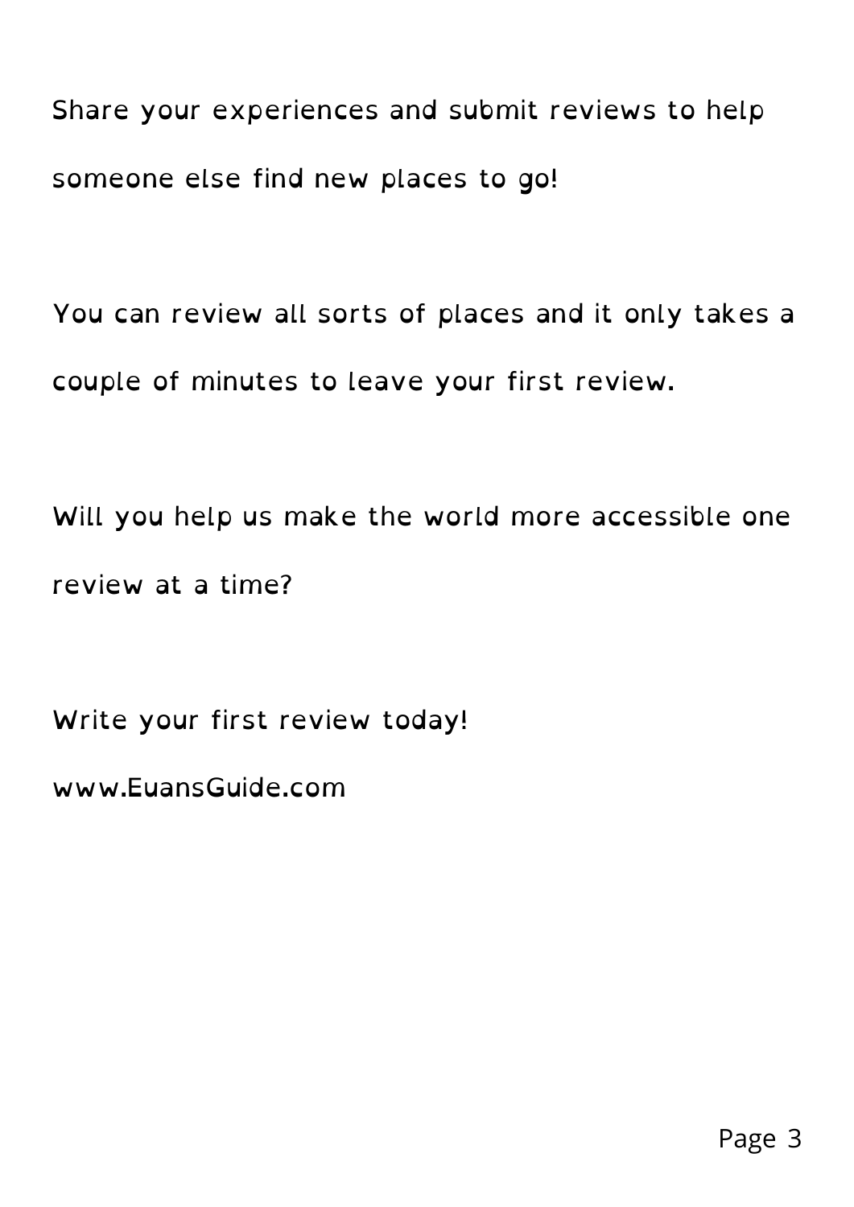Share your experiences and submit reviews to help someone else find new places to go!

You can review all sorts of places and it only takes a couple of minutes to leave your first review.

Will you help us make the world more accessible one review at a time?

Write your first review today!

www.EuansGuide.com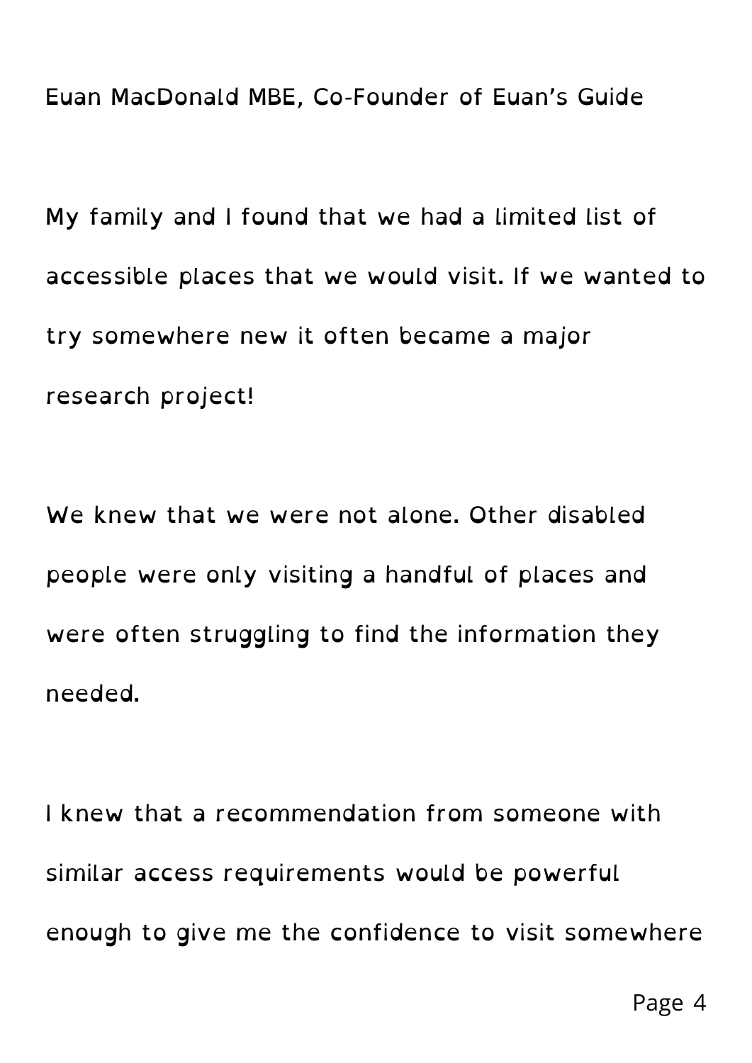Euan MacDonald MBE, Co-Founder of Euan's Guide

My family and I found that we had a limited list of accessible places that we would visit. If we wanted to try somewhere new it often became a major research project!

We knew that we were not alone. Other disabled people were only visiting a handful of places and were often struggling to find the information they needed.

I knew that a recommendation from someone with similar access requirements would be powerful enough to give me the confidence to visit somewhere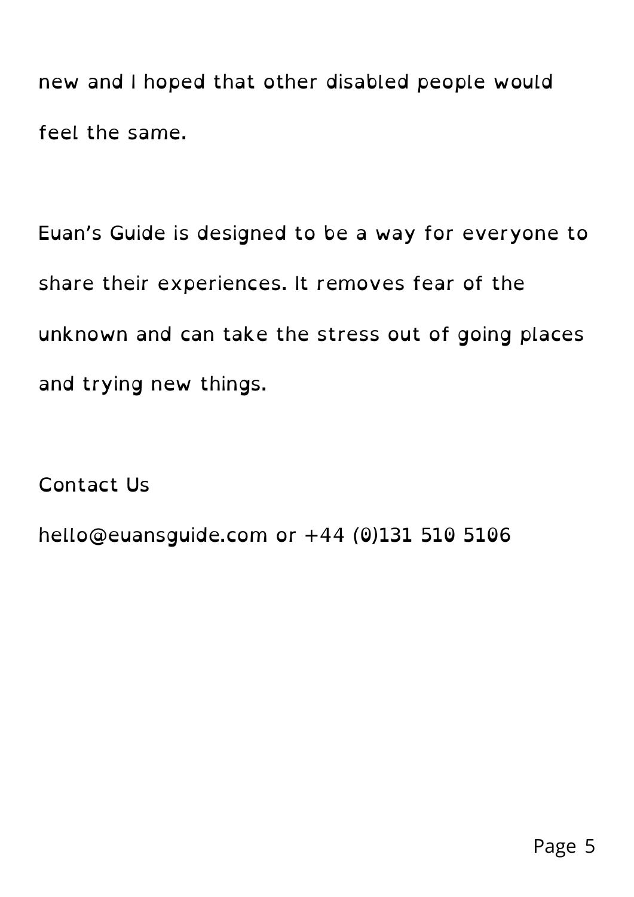new and I hoped that other disabled people would feel the same.

Euan's Guide is designed to be a way for everyone to share their experiences. It removes fear of the unknown and can take the stress out of going places and trying new things.

Contact Us

hello@euansguide.com or +44 (0)131 510 5106